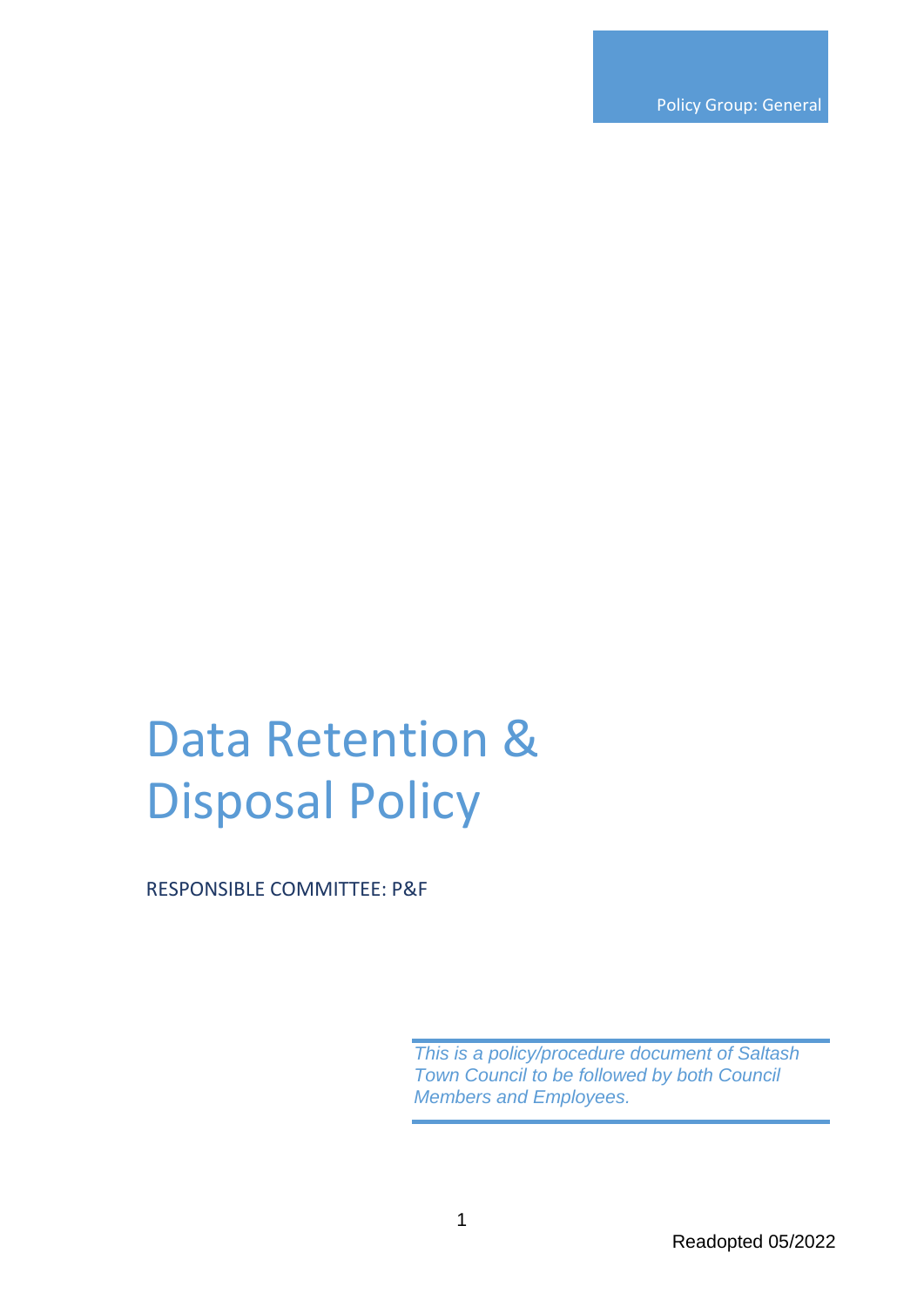Policy Group: General

# Data Retention & Disposal Policy

RESPONSIBLE COMMITTEE: P&F

*This is a policy/procedure document of Saltash Town Council to be followed by both Council Members and Employees.*

Readopted 05/2022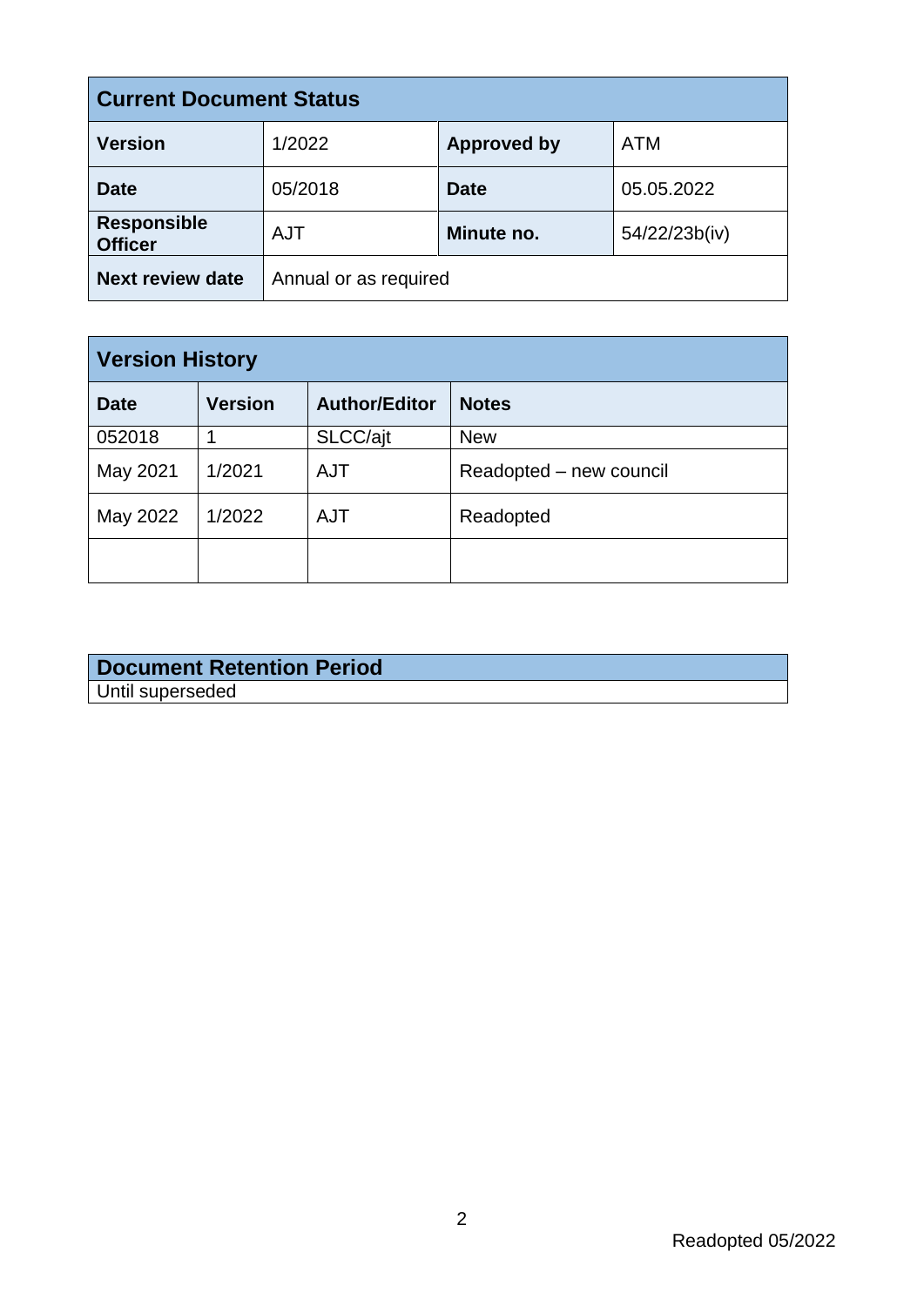| Current Document Status | | | |
|---|---|---|---|
| **Version** | 1/2022 | **Approved by** | ATM |
| **Date** | 05/2018 | **Date** | 05.05.2022 |
| **Responsible Officer** | AJT | **Minute no.** | 54/22/23b(iv) |
| **Next review date** | Annual or as required | | |

| Version History | | | |
|---|---|---|---|
| **Date** | **Version** | **Author/Editor** | **Notes** |
| 052018 | 1 | SLCC/ajt | New |
| May 2021 | 1/2021 | AJT | Readopted – new council |
| May 2022 | 1/2022 | AJT | Readopted |
| | | | |

| Document Retention Period |
|---|
| Until superseded |

Readopted 05/2022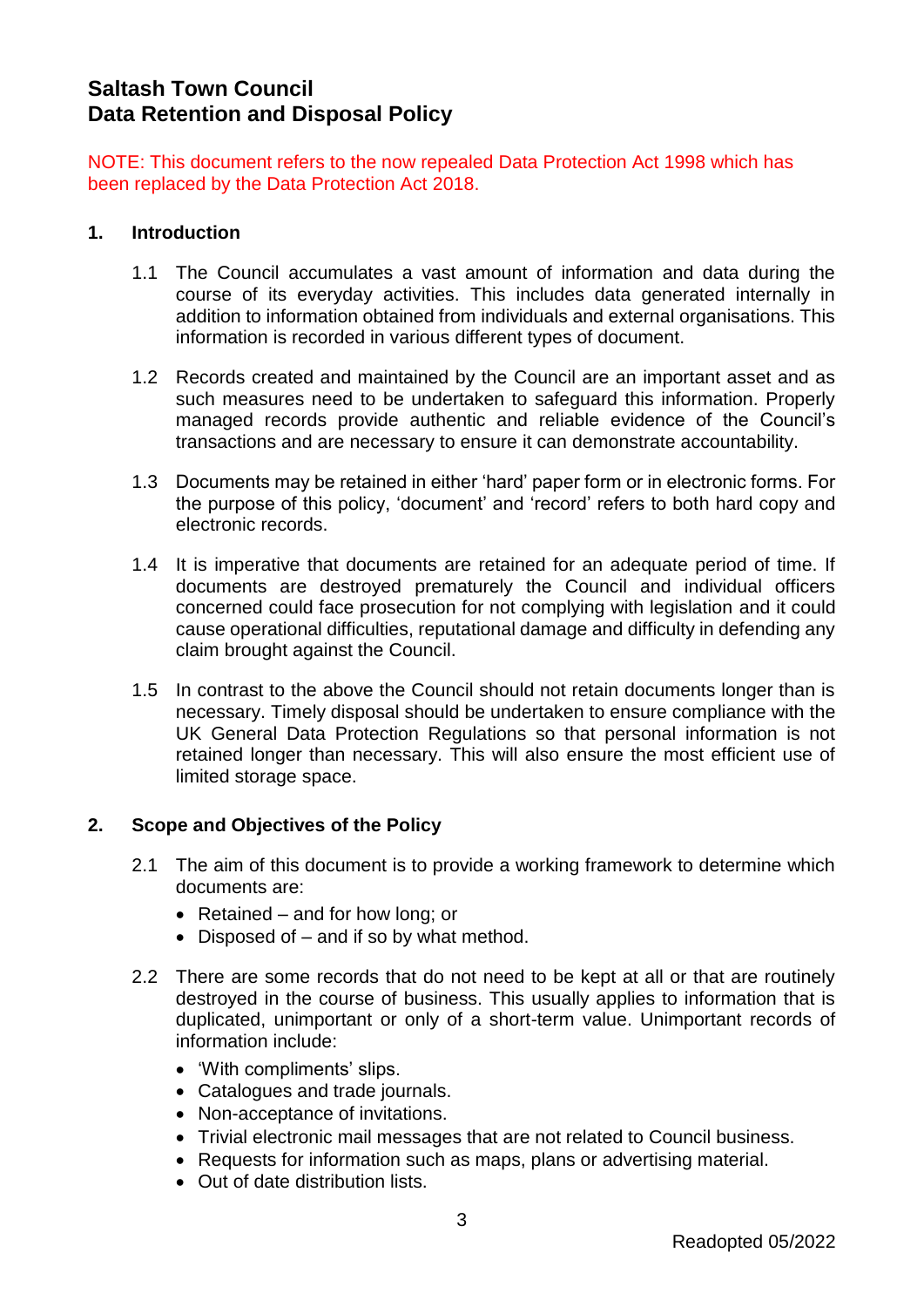# Saltash Town Council
# Data Retention and Disposal Policy

NOTE: This document refers to the now repealed Data Protection Act 1998 which has been replaced by the Data Protection Act 2018.

## 1. Introduction

1.1 The Council accumulates a vast amount of information and data during the course of its everyday activities. This includes data generated internally in addition to information obtained from individuals and external organisations. This information is recorded in various different types of document.

1.2 Records created and maintained by the Council are an important asset and as such measures need to be undertaken to safeguard this information. Properly managed records provide authentic and reliable evidence of the Council's transactions and are necessary to ensure it can demonstrate accountability.

1.3 Documents may be retained in either 'hard' paper form or in electronic forms. For the purpose of this policy, 'document' and 'record' refers to both hard copy and electronic records.

1.4 It is imperative that documents are retained for an adequate period of time. If documents are destroyed prematurely the Council and individual officers concerned could face prosecution for not complying with legislation and it could cause operational difficulties, reputational damage and difficulty in defending any claim brought against the Council.

1.5 In contrast to the above the Council should not retain documents longer than is necessary. Timely disposal should be undertaken to ensure compliance with the UK General Data Protection Regulations so that personal information is not retained longer than necessary. This will also ensure the most efficient use of limited storage space.

## 2. Scope and Objectives of the Policy

2.1 The aim of this document is to provide a working framework to determine which documents are:

- Retained – and for how long; or
- Disposed of – and if so by what method.

2.2 There are some records that do not need to be kept at all or that are routinely destroyed in the course of business. This usually applies to information that is duplicated, unimportant or only of a short-term value. Unimportant records of information include:

- 'With compliments' slips.
- Catalogues and trade journals.
- Non-acceptance of invitations.
- Trivial electronic mail messages that are not related to Council business.
- Requests for information such as maps, plans or advertising material.
- Out of date distribution lists.

Readopted 05/2022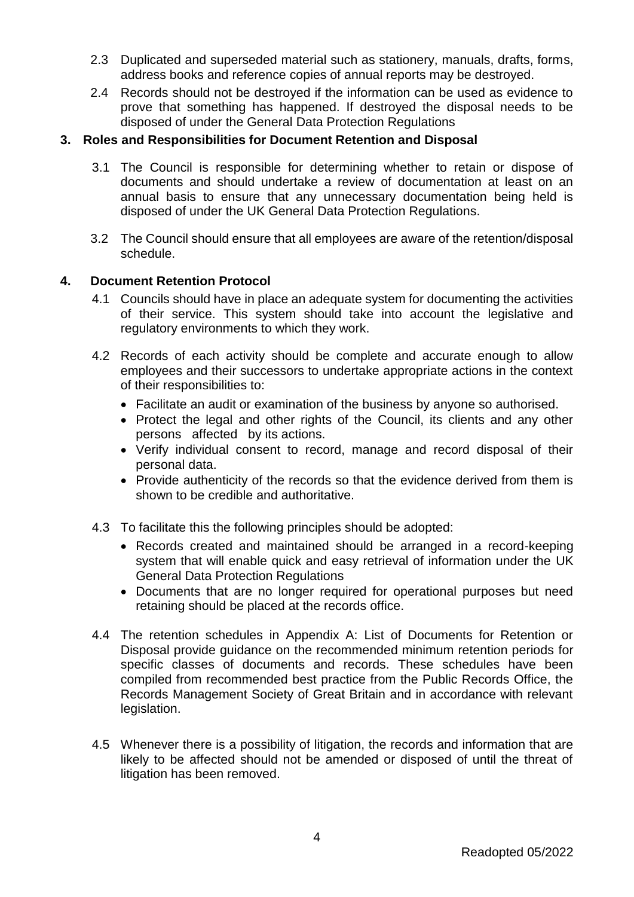2.3 Duplicated and superseded material such as stationery, manuals, drafts, forms, address books and reference copies of annual reports may be destroyed.

2.4 Records should not be destroyed if the information can be used as evidence to prove that something has happened. If destroyed the disposal needs to be disposed of under the General Data Protection Regulations

## 3. Roles and Responsibilities for Document Retention and Disposal

3.1 The Council is responsible for determining whether to retain or dispose of documents and should undertake a review of documentation at least on an annual basis to ensure that any unnecessary documentation being held is disposed of under the UK General Data Protection Regulations.

3.2 The Council should ensure that all employees are aware of the retention/disposal schedule.

## 4. Document Retention Protocol

4.1 Councils should have in place an adequate system for documenting the activities of their service. This system should take into account the legislative and regulatory environments to which they work.

4.2 Records of each activity should be complete and accurate enough to allow employees and their successors to undertake appropriate actions in the context of their responsibilities to:

- Facilitate an audit or examination of the business by anyone so authorised.
- Protect the legal and other rights of the Council, its clients and any other persons affected by its actions.
- Verify individual consent to record, manage and record disposal of their personal data.
- Provide authenticity of the records so that the evidence derived from them is shown to be credible and authoritative.

4.3 To facilitate this the following principles should be adopted:

- Records created and maintained should be arranged in a record-keeping system that will enable quick and easy retrieval of information under the UK General Data Protection Regulations
- Documents that are no longer required for operational purposes but need retaining should be placed at the records office.

4.4 The retention schedules in Appendix A: List of Documents for Retention or Disposal provide guidance on the recommended minimum retention periods for specific classes of documents and records. These schedules have been compiled from recommended best practice from the Public Records Office, the Records Management Society of Great Britain and in accordance with relevant legislation.

4.5 Whenever there is a possibility of litigation, the records and information that are likely to be affected should not be amended or disposed of until the threat of litigation has been removed.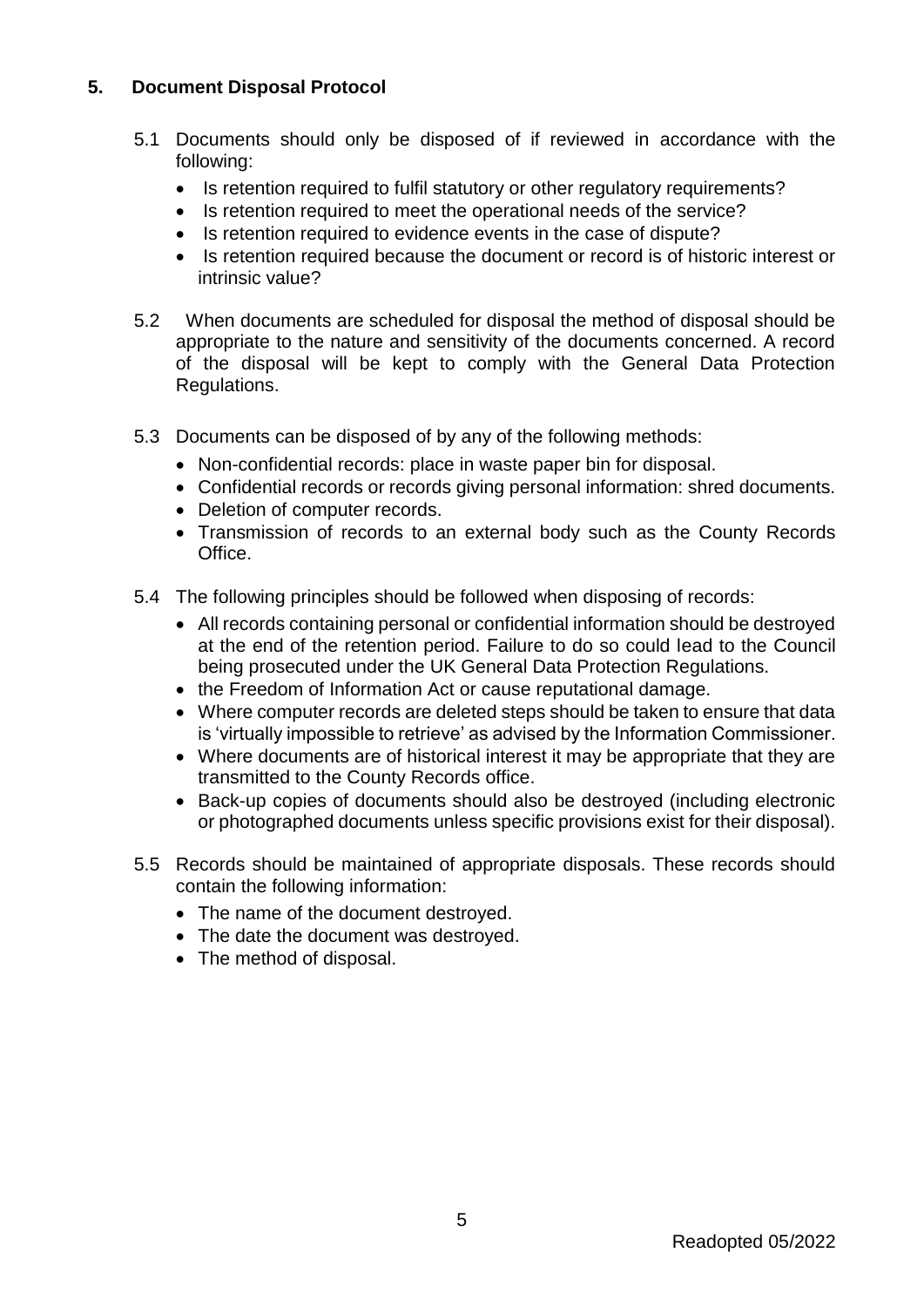## 5. Document Disposal Protocol

5.1 Documents should only be disposed of if reviewed in accordance with the following:

- Is retention required to fulfil statutory or other regulatory requirements?
- Is retention required to meet the operational needs of the service?
- Is retention required to evidence events in the case of dispute?
- Is retention required because the document or record is of historic interest or intrinsic value?

5.2 When documents are scheduled for disposal the method of disposal should be appropriate to the nature and sensitivity of the documents concerned. A record of the disposal will be kept to comply with the General Data Protection Regulations.

5.3 Documents can be disposed of by any of the following methods:

- Non-confidential records: place in waste paper bin for disposal.
- Confidential records or records giving personal information: shred documents.
- Deletion of computer records.
- Transmission of records to an external body such as the County Records Office.

5.4 The following principles should be followed when disposing of records:

- All records containing personal or confidential information should be destroyed at the end of the retention period. Failure to do so could lead to the Council being prosecuted under the UK General Data Protection Regulations.
- the Freedom of Information Act or cause reputational damage.
- Where computer records are deleted steps should be taken to ensure that data is 'virtually impossible to retrieve' as advised by the Information Commissioner.
- Where documents are of historical interest it may be appropriate that they are transmitted to the County Records office.
- Back-up copies of documents should also be destroyed (including electronic or photographed documents unless specific provisions exist for their disposal).

5.5 Records should be maintained of appropriate disposals. These records should contain the following information:

- The name of the document destroyed.
- The date the document was destroyed.
- The method of disposal.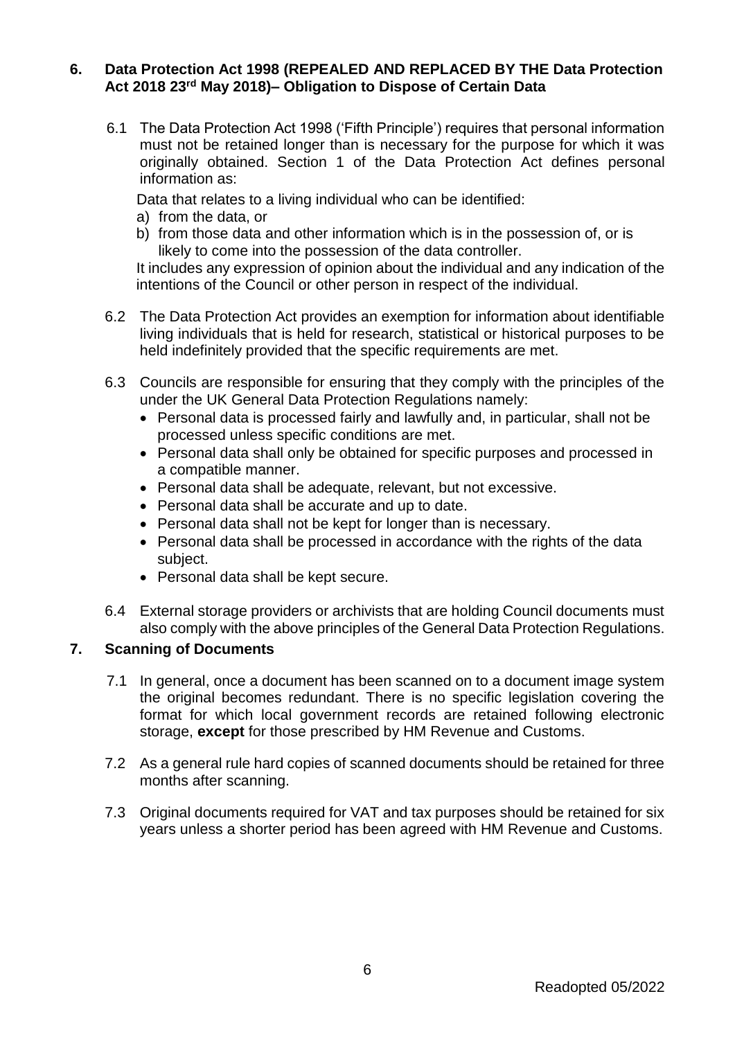## 6. Data Protection Act 1998 (REPEALED AND REPLACED BY THE Data Protection Act 2018 23rd May 2018)– Obligation to Dispose of Certain Data

6.1 The Data Protection Act 1998 ('Fifth Principle') requires that personal information must not be retained longer than is necessary for the purpose for which it was originally obtained. Section 1 of the Data Protection Act defines personal information as:

Data that relates to a living individual who can be identified:

a) from the data, or
b) from those data and other information which is in the possession of, or is likely to come into the possession of the data controller.

It includes any expression of opinion about the individual and any indication of the intentions of the Council or other person in respect of the individual.

6.2 The Data Protection Act provides an exemption for information about identifiable living individuals that is held for research, statistical or historical purposes to be held indefinitely provided that the specific requirements are met.

6.3 Councils are responsible for ensuring that they comply with the principles of the under the UK General Data Protection Regulations namely:

- Personal data is processed fairly and lawfully and, in particular, shall not be processed unless specific conditions are met.
- Personal data shall only be obtained for specific purposes and processed in a compatible manner.
- Personal data shall be adequate, relevant, but not excessive.
- Personal data shall be accurate and up to date.
- Personal data shall not be kept for longer than is necessary.
- Personal data shall be processed in accordance with the rights of the data subject.
- Personal data shall be kept secure.

6.4 External storage providers or archivists that are holding Council documents must also comply with the above principles of the General Data Protection Regulations.

## 7. Scanning of Documents

7.1 In general, once a document has been scanned on to a document image system the original becomes redundant. There is no specific legislation covering the format for which local government records are retained following electronic storage, **except** for those prescribed by HM Revenue and Customs.

7.2 As a general rule hard copies of scanned documents should be retained for three months after scanning.

7.3 Original documents required for VAT and tax purposes should be retained for six years unless a shorter period has been agreed with HM Revenue and Customs.

Readopted 05/2022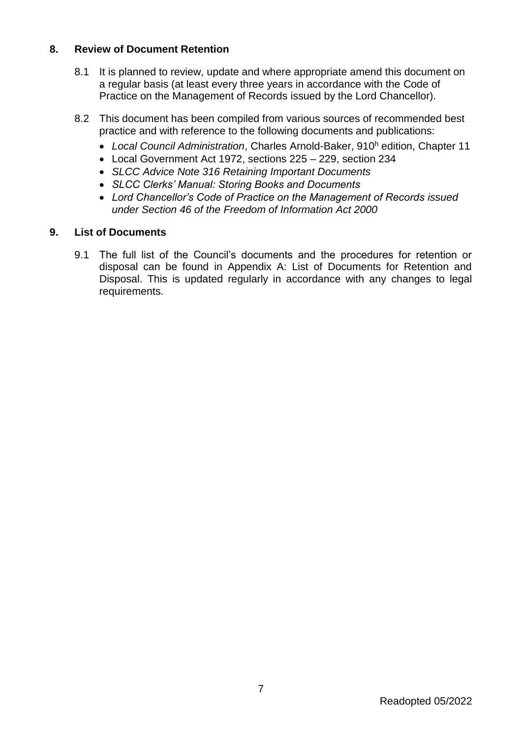## 8. Review of Document Retention

8.1 It is planned to review, update and where appropriate amend this document on a regular basis (at least every three years in accordance with the Code of Practice on the Management of Records issued by the Lord Chancellor).

8.2 This document has been compiled from various sources of recommended best practice and with reference to the following documents and publications:

- *Local Council Administration*, Charles Arnold-Baker, 910h edition, Chapter 11
- Local Government Act 1972, sections 225 – 229, section 234
- *SLCC Advice Note 316 Retaining Important Documents*
- *SLCC Clerks' Manual: Storing Books and Documents*
- *Lord Chancellor's Code of Practice on the Management of Records issued under Section 46 of the Freedom of Information Act 2000*

## 9. List of Documents

9.1 The full list of the Council's documents and the procedures for retention or disposal can be found in Appendix A: List of Documents for Retention and Disposal. This is updated regularly in accordance with any changes to legal requirements.

Readopted 05/2022